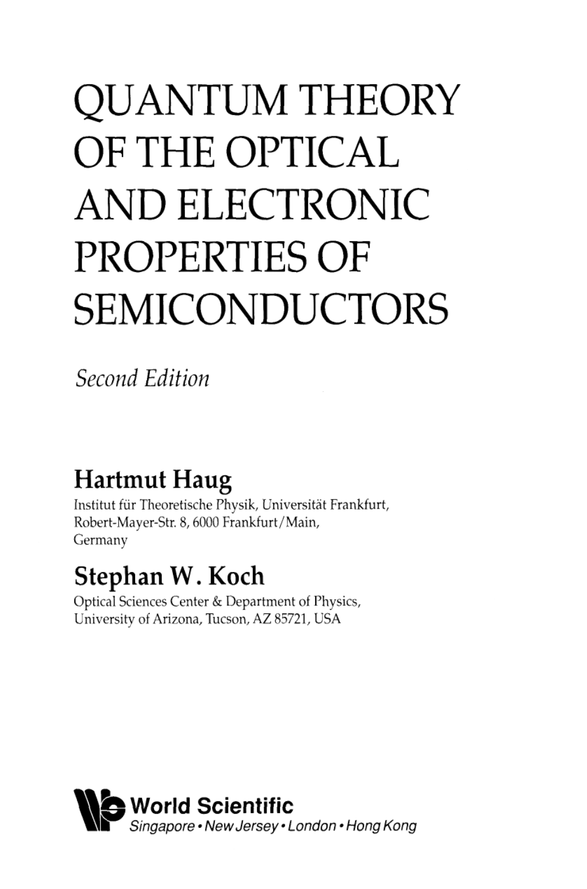# QUANTUM THEORY OF THE OPTICAL AND ELECTRONIC PROPERTIES OF SEMICONDUCTORS

*Second Edition*

**Hartmut Haug**

Institut für Theoretische Physik, Universität Frankfurt,
Robert-Mayer-Str. 8, 6000 Frankfurt/Main,
Germany

**Stephan W. Koch**

Optical Sciences Center & Department of Physics,
University of Arizona, Tucson, AZ 85721, USA

**World Scientific**

*Singapore • New Jersey • London • Hong Kong*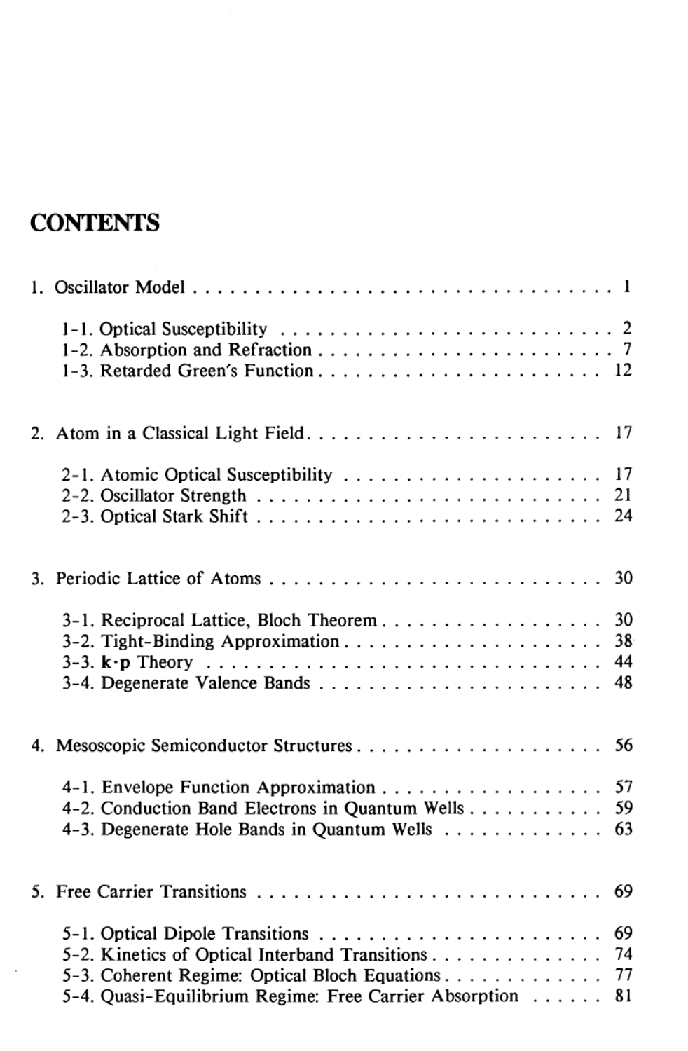# CONTENTS

1. Oscillator Model . . . . . . . . . . . . . . . . . . . . . . . . . . . . . . . . . . . . 1

    1-1. Optical Susceptibility . . . . . . . . . . . . . . . . . . . . . . . . . . . 2
    1-2. Absorption and Refraction . . . . . . . . . . . . . . . . . . . . . . . . . 7
    1-3. Retarded Green's Function . . . . . . . . . . . . . . . . . . . . . . . . 12

2. Atom in a Classical Light Field . . . . . . . . . . . . . . . . . . . . . . . . . 17

    2-1. Atomic Optical Susceptibility . . . . . . . . . . . . . . . . . . . . . 17
    2-2. Oscillator Strength . . . . . . . . . . . . . . . . . . . . . . . . . . . 21
    2-3. Optical Stark Shift . . . . . . . . . . . . . . . . . . . . . . . . . . . 24

3. Periodic Lattice of Atoms . . . . . . . . . . . . . . . . . . . . . . . . . . . 30

    3-1. Reciprocal Lattice, Bloch Theorem . . . . . . . . . . . . . . . . . . 30
    3-2. Tight-Binding Approximation . . . . . . . . . . . . . . . . . . . . . 38
    3-3. **k**·**p** Theory . . . . . . . . . . . . . . . . . . . . . . . . . . . . 44
    3-4. Degenerate Valence Bands . . . . . . . . . . . . . . . . . . . . . . . 48

4. Mesoscopic Semiconductor Structures . . . . . . . . . . . . . . . . . . . . 56

    4-1. Envelope Function Approximation . . . . . . . . . . . . . . . . . . 57
    4-2. Conduction Band Electrons in Quantum Wells . . . . . . . . . . . 59
    4-3. Degenerate Hole Bands in Quantum Wells . . . . . . . . . . . . . 63

5. Free Carrier Transitions . . . . . . . . . . . . . . . . . . . . . . . . . . . . 69

    5-1. Optical Dipole Transitions . . . . . . . . . . . . . . . . . . . . . . . 69
    5-2. Kinetics of Optical Interband Transitions . . . . . . . . . . . . . 74
    5-3. Coherent Regime: Optical Bloch Equations . . . . . . . . . . . . 77
    5-4. Quasi-Equilibrium Regime: Free Carrier Absorption . . . . . . 81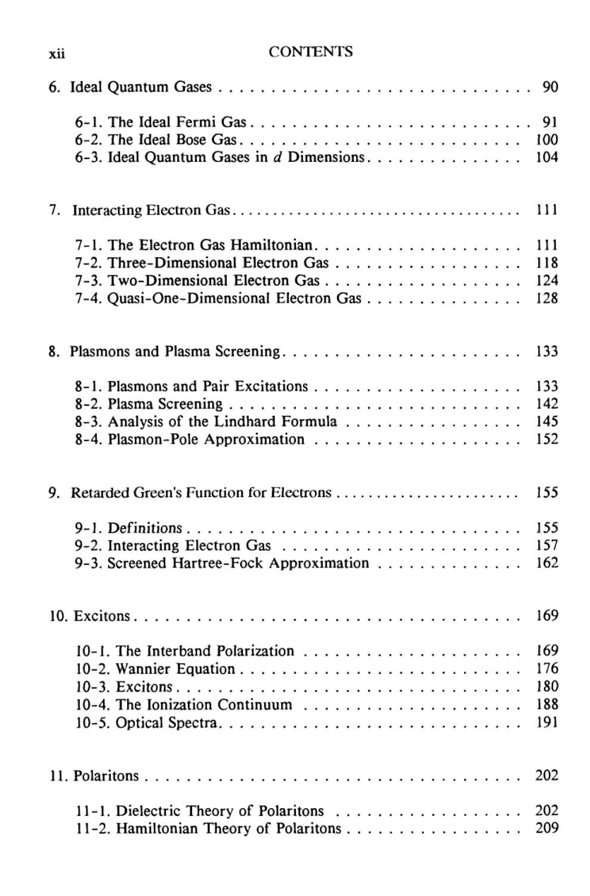6. Ideal Quantum Gases . . . . . . . . . . . . . . . . . . . . . . . . . . . . . . . 90

   6-1. The Ideal Fermi Gas . . . . . . . . . . . . . . . . . . . . . . . . . . 91
   6-2. The Ideal Bose Gas . . . . . . . . . . . . . . . . . . . . . . . . . . 100
   6-3. Ideal Quantum Gases in $d$ Dimensions . . . . . . . . . . . . . . 104

7. Interacting Electron Gas . . . . . . . . . . . . . . . . . . . . . . . . . . . . 111

   7-1. The Electron Gas Hamiltonian . . . . . . . . . . . . . . . . . . . . 111
   7-2. Three-Dimensional Electron Gas . . . . . . . . . . . . . . . . . . . 118
   7-3. Two-Dimensional Electron Gas . . . . . . . . . . . . . . . . . . . . 124
   7-4. Quasi-One-Dimensional Electron Gas . . . . . . . . . . . . . . . . 128

8. Plasmons and Plasma Screening . . . . . . . . . . . . . . . . . . . . . . . 133

   8-1. Plasmons and Pair Excitations . . . . . . . . . . . . . . . . . . . . 133
   8-2. Plasma Screening . . . . . . . . . . . . . . . . . . . . . . . . . . . 142
   8-3. Analysis of the Lindhard Formula . . . . . . . . . . . . . . . . . . 145
   8-4. Plasmon-Pole Approximation . . . . . . . . . . . . . . . . . . . . . 152

9. Retarded Green's Function for Electrons . . . . . . . . . . . . . . . . . . 155

   9-1. Definitions . . . . . . . . . . . . . . . . . . . . . . . . . . . . . . 155
   9-2. Interacting Electron Gas . . . . . . . . . . . . . . . . . . . . . . . 157
   9-3. Screened Hartree-Fock Approximation . . . . . . . . . . . . . . . 162

10. Excitons . . . . . . . . . . . . . . . . . . . . . . . . . . . . . . . . . . . . 169

   10-1. The Interband Polarization . . . . . . . . . . . . . . . . . . . . . 169
   10-2. Wannier Equation . . . . . . . . . . . . . . . . . . . . . . . . . . 176
   10-3. Excitons . . . . . . . . . . . . . . . . . . . . . . . . . . . . . . . 180
   10-4. The Ionization Continuum . . . . . . . . . . . . . . . . . . . . . . 188
   10-5. Optical Spectra . . . . . . . . . . . . . . . . . . . . . . . . . . . 191

11. Polaritons . . . . . . . . . . . . . . . . . . . . . . . . . . . . . . . . . . 202

   11-1. Dielectric Theory of Polaritons . . . . . . . . . . . . . . . . . . 202
   11-2. Hamiltonian Theory of Polaritons . . . . . . . . . . . . . . . . . 209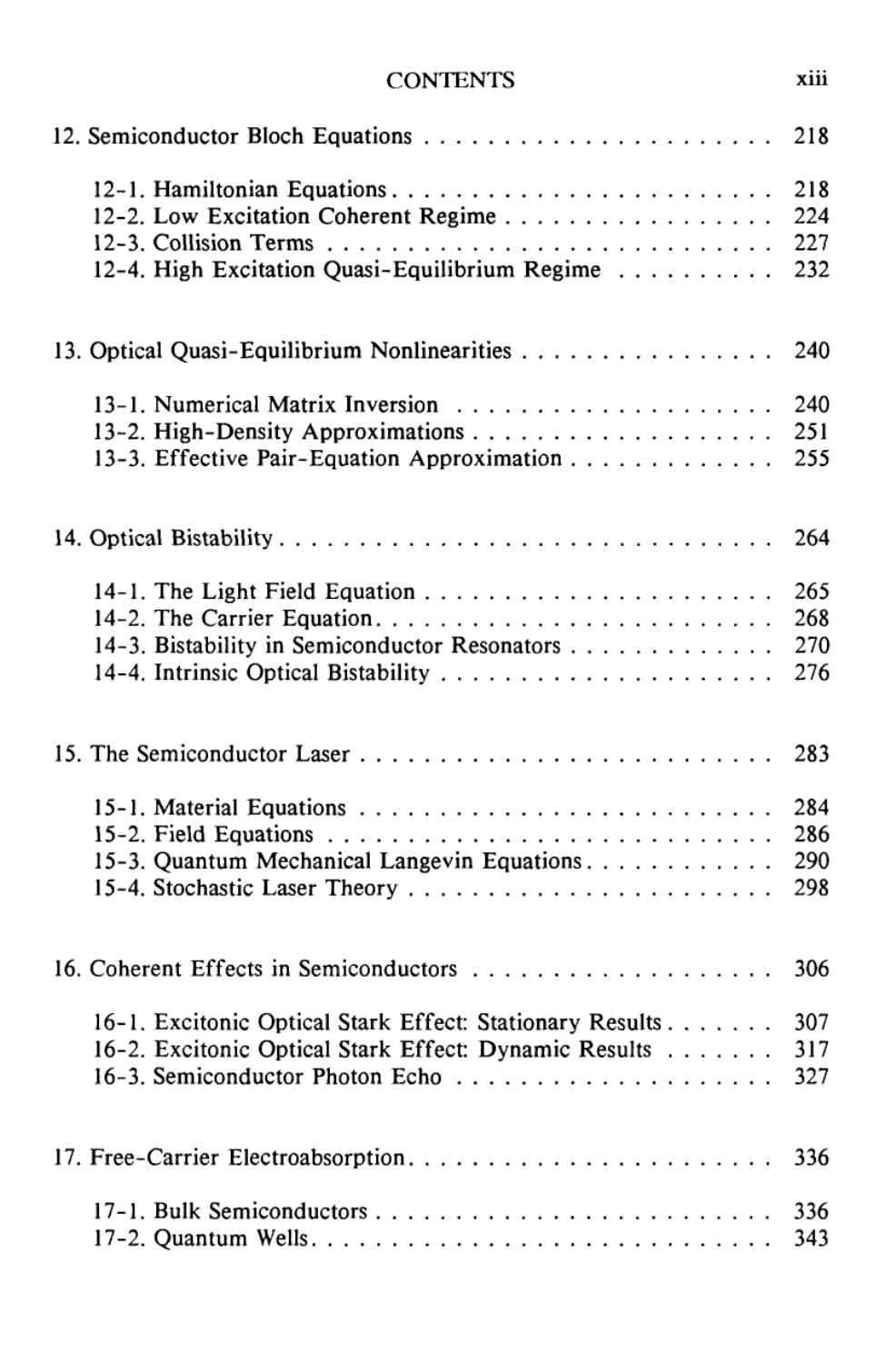12. Semiconductor Bloch Equations . . . . . . . . . . . . . . . . . . . . . . 218

   12-1. Hamiltonian Equations . . . . . . . . . . . . . . . . . . . . . . . . . 218
   12-2. Low Excitation Coherent Regime . . . . . . . . . . . . . . . . . 224
   12-3. Collision Terms . . . . . . . . . . . . . . . . . . . . . . . . . . . . . 227
   12-4. High Excitation Quasi-Equilibrium Regime . . . . . . . . . . 232

13. Optical Quasi-Equilibrium Nonlinearities . . . . . . . . . . . . . . . . 240

   13-1. Numerical Matrix Inversion . . . . . . . . . . . . . . . . . . . . . 240
   13-2. High-Density Approximations . . . . . . . . . . . . . . . . . . . . 251
   13-3. Effective Pair-Equation Approximation . . . . . . . . . . . . . 255

14. Optical Bistability . . . . . . . . . . . . . . . . . . . . . . . . . . . . . . 264

   14-1. The Light Field Equation . . . . . . . . . . . . . . . . . . . . . . . 265
   14-2. The Carrier Equation . . . . . . . . . . . . . . . . . . . . . . . . . 268
   14-3. Bistability in Semiconductor Resonators . . . . . . . . . . . . . 270
   14-4. Intrinsic Optical Bistability . . . . . . . . . . . . . . . . . . . . . 276

15. The Semiconductor Laser . . . . . . . . . . . . . . . . . . . . . . . . . . 283

   15-1. Material Equations . . . . . . . . . . . . . . . . . . . . . . . . . . . 284
   15-2. Field Equations . . . . . . . . . . . . . . . . . . . . . . . . . . . . . 286
   15-3. Quantum Mechanical Langevin Equations . . . . . . . . . . . . 290
   15-4. Stochastic Laser Theory . . . . . . . . . . . . . . . . . . . . . . . 298

16. Coherent Effects in Semiconductors . . . . . . . . . . . . . . . . . . . 306

   16-1. Excitonic Optical Stark Effect: Stationary Results . . . . . . . 307
   16-2. Excitonic Optical Stark Effect: Dynamic Results . . . . . . . 317
   16-3. Semiconductor Photon Echo . . . . . . . . . . . . . . . . . . . . . 327

17. Free-Carrier Electroabsorption . . . . . . . . . . . . . . . . . . . . . . 336

   17-1. Bulk Semiconductors . . . . . . . . . . . . . . . . . . . . . . . . . . 336
   17-2. Quantum Wells . . . . . . . . . . . . . . . . . . . . . . . . . . . . . . 343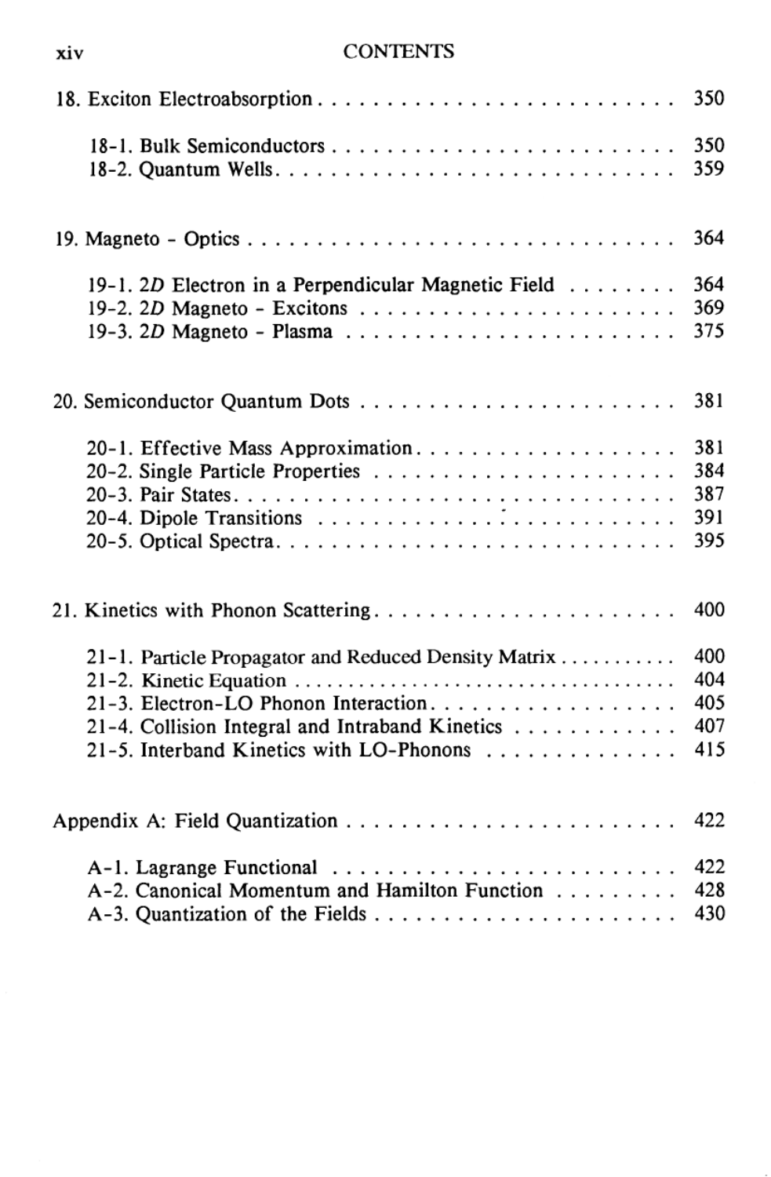18. Exciton Electroabsorption . . . . . . . . . . . . . . . . . . . . . . . . . . 350

    18-1. Bulk Semiconductors . . . . . . . . . . . . . . . . . . . . . . . . . . 350
    18-2. Quantum Wells . . . . . . . . . . . . . . . . . . . . . . . . . . . . . 359

19. Magneto - Optics . . . . . . . . . . . . . . . . . . . . . . . . . . . . . 364

    19-1. 2*D* Electron in a Perpendicular Magnetic Field . . . . . . . . 364
    19-2. 2*D* Magneto - Excitons . . . . . . . . . . . . . . . . . . . . . . . . 369
    19-3. 2*D* Magneto - Plasma . . . . . . . . . . . . . . . . . . . . . . . . . 375

20. Semiconductor Quantum Dots . . . . . . . . . . . . . . . . . . . . . . . 381

    20-1. Effective Mass Approximation . . . . . . . . . . . . . . . . . . . 381
    20-2. Single Particle Properties . . . . . . . . . . . . . . . . . . . . . 384
    20-3. Pair States . . . . . . . . . . . . . . . . . . . . . . . . . . . . . . . 387
    20-4. Dipole Transitions . . . . . . . . . . . . . . . . . . . . . . . . . . 391
    20-5. Optical Spectra . . . . . . . . . . . . . . . . . . . . . . . . . . . . 395

21. Kinetics with Phonon Scattering . . . . . . . . . . . . . . . . . . . . . . 400

    21-1. Particle Propagator and Reduced Density Matrix . . . . . . . . . . 400
    21-2. Kinetic Equation . . . . . . . . . . . . . . . . . . . . . . . . . . . . 404
    21-3. Electron-LO Phonon Interaction . . . . . . . . . . . . . . . . . . 405
    21-4. Collision Integral and Intraband Kinetics . . . . . . . . . . . . 407
    21-5. Interband Kinetics with LO-Phonons . . . . . . . . . . . . . . 415

Appendix A: Field Quantization . . . . . . . . . . . . . . . . . . . . . . . 422

    A-1. Lagrange Functional . . . . . . . . . . . . . . . . . . . . . . . . . 422
    A-2. Canonical Momentum and Hamilton Function . . . . . . . . . 428
    A-3. Quantization of the Fields . . . . . . . . . . . . . . . . . . . . . 430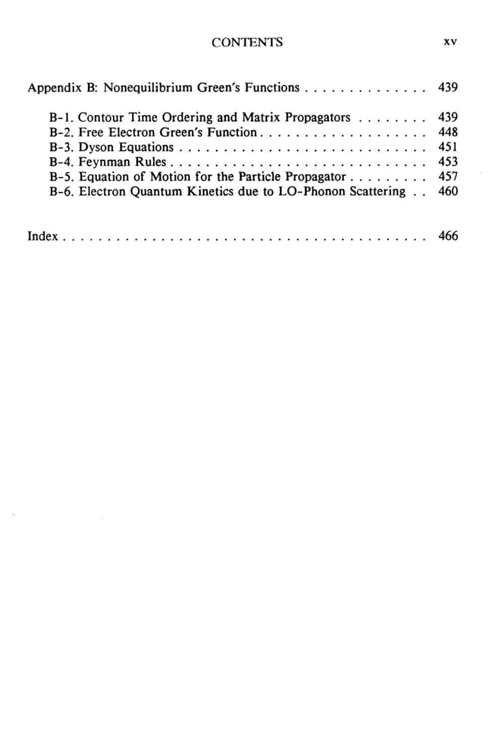Appendix B: Nonequilibrium Green's Functions . . . . . . . . . . . . . . 439

B-1. Contour Time Ordering and Matrix Propagators . . . . . . . . 439
B-2. Free Electron Green's Function . . . . . . . . . . . . . . . . . . . . 448
B-3. Dyson Equations . . . . . . . . . . . . . . . . . . . . . . . . . . . . . . 451
B-4. Feynman Rules . . . . . . . . . . . . . . . . . . . . . . . . . . . . . . . 453
B-5. Equation of Motion for the Particle Propagator . . . . . . . . . 457
B-6. Electron Quantum Kinetics due to LO-Phonon Scattering . . 460

Index . . . . . . . . . . . . . . . . . . . . . . . . . . . . . . . . . . . . . . . 466